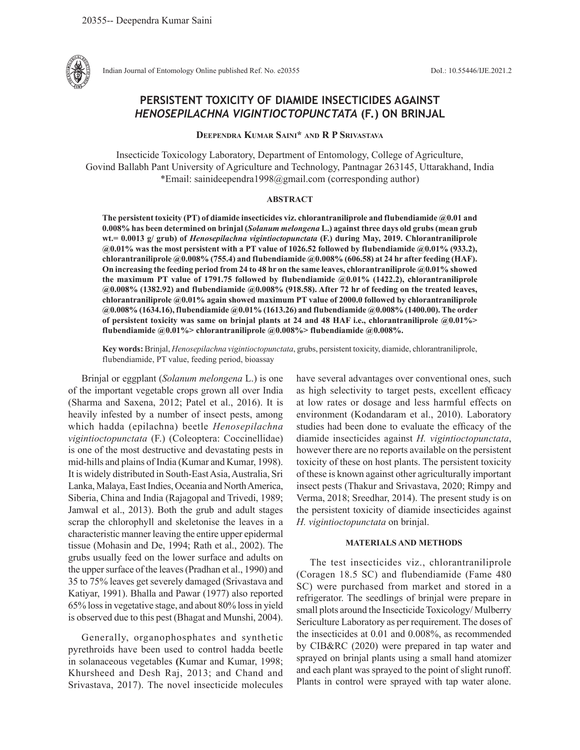# PERSISTENT TOXICITY OF DIAMIDE INSECTICIDES AGAINST *HENOSEPILACHNA VIGINTIOCTOPUNCTATA* (F.) ON BRINJAL

**Deependra Kumar Saini\* and R P Srivastava**

Insecticide Toxicology Laboratory, Department of Entomology, College of Agriculture, Govind Ballabh Pant University of Agriculture and Technology, Pantnagar 263145, Uttarakhand, India
\*Email: sainideependra1998@gmail.com (corresponding author)

## ABSTRACT

**The persistent toxicity (PT) of diamide insecticides viz. chlorantraniliprole and flubendiamide @0.01 and 0.008% has been determined on brinjal (*Solanum melongena* L.) against three days old grubs (mean grub wt.= 0.0013 g/ grub) of *Henosepilachna vigintioctopunctata* (F.) during May, 2019. Chlorantraniliprole @0.01% was the most persistent with a PT value of 1026.52 followed by flubendiamide @0.01% (933.2), chlorantraniliprole @0.008% (755.4) and flubendiamide @0.008% (606.58) at 24 hr after feeding (HAF). On increasing the feeding period from 24 to 48 hr on the same leaves, chlorantraniliprole @0.01% showed the maximum PT value of 1791.75 followed by flubendiamide @0.01% (1422.2), chlorantraniliprole @0.008% (1382.92) and flubendiamide @0.008% (918.58). After 72 hr of feeding on the treated leaves, chlorantraniliprole @0.01% again showed maximum PT value of 2000.0 followed by chlorantraniliprole @0.008% (1634.16), flubendiamide @0.01% (1613.26) and flubendiamide @0.008% (1400.00). The order of persistent toxicity was same on brinjal plants at 24 and 48 HAF i.e., chlorantraniliprole @0.01%> flubendiamide @0.01%> chlorantraniliprole @0.008%> flubendiamide @0.008%.**

**Key words:** Brinjal, *Henosepilachna vigintioctopunctata*, grubs, persistent toxicity, diamide, chlorantraniliprole, flubendiamide, PT value, feeding period, bioassay

Brinjal or eggplant (*Solanum melongena* L.) is one of the important vegetable crops grown all over India (Sharma and Saxena, 2012; Patel et al., 2016). It is heavily infested by a number of insect pests, among which hadda (epilachna) beetle *Henosepilachna vigintioctopunctata* (F.) (Coleoptera: Coccinellidae) is one of the most destructive and devastating pests in mid-hills and plains of India (Kumar and Kumar, 1998). It is widely distributed in South-East Asia, Australia, Sri Lanka, Malaya, East Indies, Oceania and North America, Siberia, China and India (Rajagopal and Trivedi, 1989; Jamwal et al., 2013). Both the grub and adult stages scrap the chlorophyll and skeletonise the leaves in a characteristic manner leaving the entire upper epidermal tissue (Mohasin and De, 1994; Rath et al., 2002). The grubs usually feed on the lower surface and adults on the upper surface of the leaves (Pradhan et al., 1990) and 35 to 75% leaves get severely damaged (Srivastava and Katiyar, 1991). Bhalla and Pawar (1977) also reported 65% loss in vegetative stage, and about 80% loss in yield is observed due to this pest (Bhagat and Munshi, 2004).

Generally, organophosphates and synthetic pyrethroids have been used to control hadda beetle in solanaceous vegetables (Kumar and Kumar, 1998; Khursheed and Desh Raj, 2013; and Chand and Srivastava, 2017). The novel insecticide molecules have several advantages over conventional ones, such as high selectivity to target pests, excellent efficacy at low rates or dosage and less harmful effects on environment (Kodandaram et al., 2010). Laboratory studies had been done to evaluate the efficacy of the diamide insecticides against *H. vigintioctopunctata*, however there are no reports available on the persistent toxicity of these on host plants. The persistent toxicity of these is known against other agriculturally important insect pests (Thakur and Srivastava, 2020; Rimpy and Verma, 2018; Sreedhar, 2014). The present study is on the persistent toxicity of diamide insecticides against *H. vigintioctopunctata* on brinjal.

## MATERIALS AND METHODS

The test insecticides viz., chlorantraniliprole (Coragen 18.5 SC) and flubendiamide (Fame 480 SC) were purchased from market and stored in a refrigerator. The seedlings of brinjal were prepare in small plots around the Insecticide Toxicology/ Mulberry Sericulture Laboratory as per requirement. The doses of the insecticides at 0.01 and 0.008%, as recommended by CIB&RC (2020) were prepared in tap water and sprayed on brinjal plants using a small hand atomizer and each plant was sprayed to the point of slight runoff. Plants in control were sprayed with tap water alone.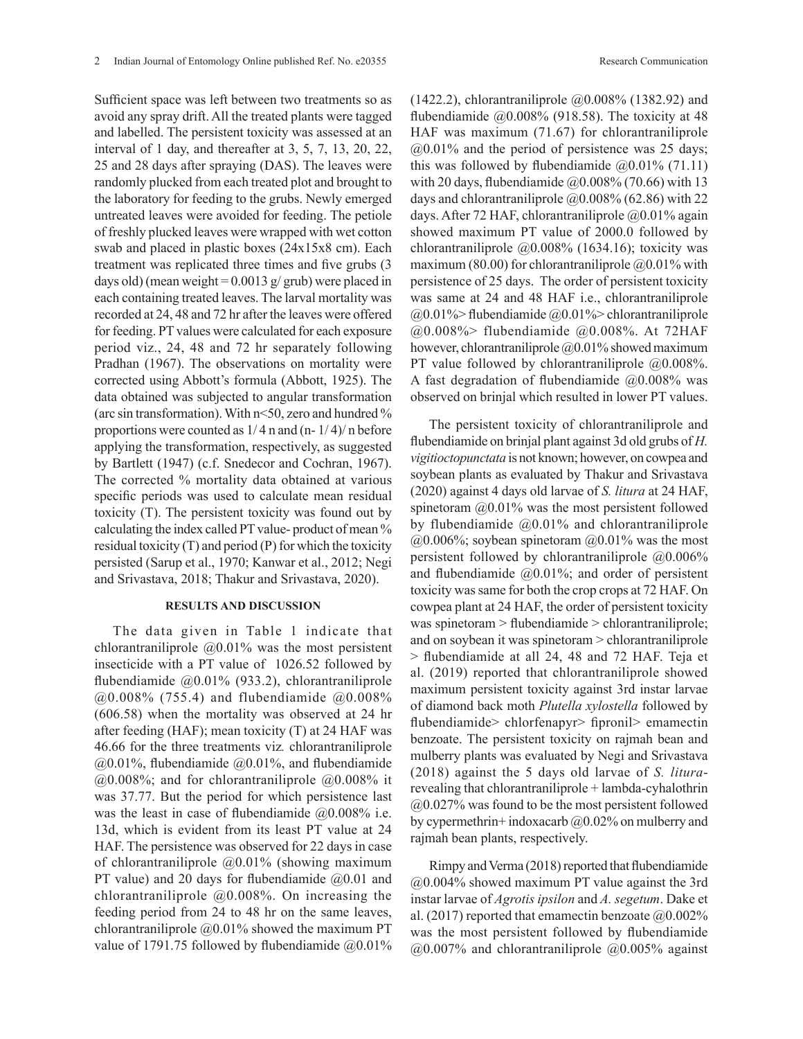Sufficient space was left between two treatments so as avoid any spray drift. All the treated plants were tagged and labelled. The persistent toxicity was assessed at an interval of 1 day, and thereafter at 3, 5, 7, 13, 20, 22, 25 and 28 days after spraying (DAS). The leaves were randomly plucked from each treated plot and brought to the laboratory for feeding to the grubs. Newly emerged untreated leaves were avoided for feeding. The petiole of freshly plucked leaves were wrapped with wet cotton swab and placed in plastic boxes (24x15x8 cm). Each treatment was replicated three times and five grubs (3 days old) (mean weight = 0.0013 g/ grub) were placed in each containing treated leaves. The larval mortality was recorded at 24, 48 and 72 hr after the leaves were offered for feeding. PT values were calculated for each exposure period viz., 24, 48 and 72 hr separately following Pradhan (1967). The observations on mortality were corrected using Abbott's formula (Abbott, 1925). The data obtained was subjected to angular transformation (arc sin transformation). With n<50, zero and hundred % proportions were counted as 1/ 4 n and (n- 1/ 4)/ n before applying the transformation, respectively, as suggested by Bartlett (1947) (c.f. Snedecor and Cochran, 1967). The corrected % mortality data obtained at various specific periods was used to calculate mean residual toxicity (T). The persistent toxicity was found out by calculating the index called PT value- product of mean % residual toxicity (T) and period (P) for which the toxicity persisted (Sarup et al., 1970; Kanwar et al., 2012; Negi and Srivastava, 2018; Thakur and Srivastava, 2020).

## RESULTS AND DISCUSSION

The data given in Table 1 indicate that chlorantraniliprole @0.01% was the most persistent insecticide with a PT value of 1026.52 followed by flubendiamide @0.01% (933.2), chlorantraniliprole @0.008% (755.4) and flubendiamide @0.008% (606.58) when the mortality was observed at 24 hr after feeding (HAF); mean toxicity (T) at 24 HAF was 46.66 for the three treatments viz*.* chlorantraniliprole @0.01%, flubendiamide @0.01%, and flubendiamide @0.008%; and for chlorantraniliprole @0.008% it was 37.77. But the period for which persistence last was the least in case of flubendiamide @0.008% i.e. 13d, which is evident from its least PT value at 24 HAF. The persistence was observed for 22 days in case of chlorantraniliprole @0.01% (showing maximum PT value) and 20 days for flubendiamide @0.01 and chlorantraniliprole @0.008%. On increasing the feeding period from 24 to 48 hr on the same leaves, chlorantraniliprole @0.01% showed the maximum PT value of 1791.75 followed by flubendiamide @0.01% (1422.2), chlorantraniliprole @0.008% (1382.92) and flubendiamide @0.008% (918.58). The toxicity at 48 HAF was maximum (71.67) for chlorantraniliprole @0.01% and the period of persistence was 25 days; this was followed by flubendiamide @0.01% (71.11) with 20 days, flubendiamide @0.008% (70.66) with 13 days and chlorantraniliprole @0.008% (62.86) with 22 days. After 72 HAF, chlorantraniliprole @0.01% again showed maximum PT value of 2000.0 followed by chlorantraniliprole @0.008% (1634.16); toxicity was maximum (80.00) for chlorantraniliprole @0.01% with persistence of 25 days. The order of persistent toxicity was same at 24 and 48 HAF i.e., chlorantraniliprole @0.01%> flubendiamide @0.01%> chlorantraniliprole @0.008%> flubendiamide @0.008%. At 72HAF however, chlorantraniliprole @0.01% showed maximum PT value followed by chlorantraniliprole @0.008%. A fast degradation of flubendiamide @0.008% was observed on brinjal which resulted in lower PT values.

The persistent toxicity of chlorantraniliprole and flubendiamide on brinjal plant against 3d old grubs of *H. vigitioctopunctata* is not known; however, on cowpea and soybean plants as evaluated by Thakur and Srivastava (2020) against 4 days old larvae of *S. litura* at 24 HAF, spinetoram @0.01% was the most persistent followed by flubendiamide @0.01% and chlorantraniliprole @0.006%; soybean spinetoram @0.01% was the most persistent followed by chlorantraniliprole @0.006% and flubendiamide @0.01%; and order of persistent toxicity was same for both the crop crops at 72 HAF. On cowpea plant at 24 HAF, the order of persistent toxicity was spinetoram > flubendiamide > chlorantraniliprole; and on soybean it was spinetoram > chlorantraniliprole > flubendiamide at all 24, 48 and 72 HAF. Teja et al. (2019) reported that chlorantraniliprole showed maximum persistent toxicity against 3rd instar larvae of diamond back moth *Plutella xylostella* followed by flubendiamide> chlorfenapyr> fipronil> emamectin benzoate. The persistent toxicity on rajmah bean and mulberry plants was evaluated by Negi and Srivastava (2018) against the 5 days old larvae of *S. litura*- revealing that chlorantraniliprole + lambda-cyhalothrin @0.027% was found to be the most persistent followed by cypermethrin+ indoxacarb @0.02% on mulberry and rajmah bean plants, respectively.

Rimpy and Verma (2018) reported that flubendiamide @0.004% showed maximum PT value against the 3rd instar larvae of *Agrotis ipsilon* and *A. segetum*. Dake et al. (2017) reported that emamectin benzoate @0.002% was the most persistent followed by flubendiamide @0.007% and chlorantraniliprole @0.005% against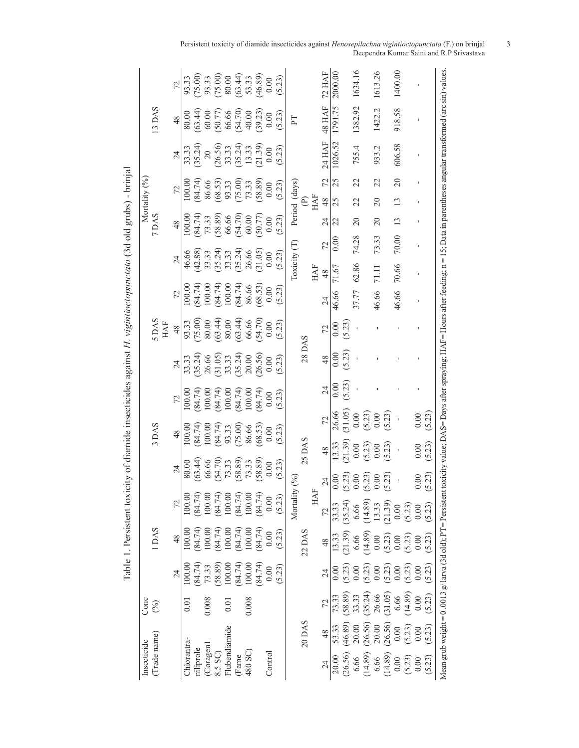Table 1. Persistent toxicity of diamide insecticides against *H. vigintioctopunctata* (3d old grubs) - brinjal

| Insecticide (Trade name) | Conc (%) | Mortality (%) | | | | | | | | | | | | | | |
|---|---|---|---|---|---|---|---|---|---|---|---|---|---|---|---|---|
| | | 1 DAS | | | 3 DAS | | | 5 DAS | | | 7 DAS | | | 13 DAS | | |
| | | HAF | | | | | | | | | | | | | | |
| | | 24 | 48 | 72 | 24 | 48 | 72 | 24 | 48 | 72 | 24 | 48 | 72 | 24 | 48 | 72 |
| Chlorantraniliprole (Coragen 8.5 SC) | 0.01 | 100.00 (84.74) | 100.00 (84.74) | 100.00 (84.74) | 80.00 (63.44) | 100.00 (84.74) | 100.00 (84.74) | 33.33 (35.24) | 93.33 (75.00) | 100.00 (84.74) | 46.66 (42.88) | 100.00 (84.74) | 100.00 (84.74) | 33.33 (35.24) | 80.00 (63.44) | 93.33 (75.00) |
| | 0.008 | 73.33 (58.89) | 100.00 (84.74) | 100.00 (84.74) | 66.66 (54.70) | 100.00 (84.74) | 100.00 (84.74) | 26.66 (31.05) | 80.00 (63.44) | 100.00 (84.74) | 33.33 (35.24) | 73.33 (58.89) | 86.66 (68.53) | 20 (26.56) | 60.00 (50.77) | 93.33 (75.00) |
| Flubendiamide (Fame 480 SC) | 0.01 | 100.00 (84.74) | 100.00 (84.74) | 100.00 (84.74) | 73.33 (58.89) | 93.33 (75.00) | 100.00 (84.74) | 33.33 (35.24) | 80.00 (63.44) | 100.00 (84.74) | 33.33 (35.24) | 66.66 (54.70) | 93.33 (75.00) | 33.33 (35.24) | 66.66 (54.70) | 80.00 (63.44) |
| | 0.008 | 100.00 (84.74) | 100.00 (84.74) | 100.00 (84.74) | 73.33 (58.89) | 86.66 (68.53) | 100.00 (84.74) | 20.00 (26.56) | 66.66 (54.70) | 86.66 (68.53) | 26.66 (31.05) | 60.00 (50.77) | 73.33 (58.89) | 13.33 (21.39) | 40.00 (39.23) | 53.33 (46.89) |
| Control | | 0.00 (5.23) | 0.00 (5.23) | 0.00 (5.23) | 0.00 (5.23) | 0.00 (5.23) | 0.00 (5.23) | 0.00 (5.23) | 0.00 (5.23) | 0.00 (5.23) | 0.00 (5.23) | 0.00 (5.23) | 0.00 (5.23) | 0.00 (5.23) | 0.00 (5.23) | 0.00 (5.23) |

| Mortality (%) | | | | | | | | | | | | Toxicity (T) | | | Period (days) (P) | | | PT | | |
|---|---|---|---|---|---|---|---|---|---|---|---|---|---|---|---|---|---|---|---|---|
| 20 DAS | | | 22 DAS | | | 25 DAS | | | 28 DAS | | | HAF | | | HAF | | | | | |
| HAF | | | | | | | | | | | | | | | | | | | | |
| 24 | 48 | 72 | 24 | 48 | 72 | 24 | 48 | 72 | 24 | 48 | 72 | 24 | 48 | 72 | 24 | 48 | 72 | 24 HAF | 48 HAF | 72 HAF |
| 20.00 (26.56) | 53.33 (46.89) | 73.33 (58.89) | 0.00 (5.23) | 13.33 (21.39) | 33.33 (35.24) | 0.00 (5.23) | 13.33 (21.39) | 26.66 (31.05) | 0.00 (5.23) | 0.00 (5.23) | 0.00 (5.23) | 46.66 | 71.67 | 0.00 | 22 | 25 | 25 | 1026.52 | 1791.75 | 2000.00 |
| 6.66 (14.89) | 20.00 (26.56) | 33.33 (35.24) | 0.00 (5.23) | 6.66 (14.89) | 6.66 (14.89) | 0.00 (5.23) | 0.00 (5.23) | 0.00 (5.23) | - | - | - | 37.77 | 62.86 | 74.28 | 20 | 22 | 22 | 755.4 | 1382.92 | 1634.16 |
| 6.66 (14.89) | 20.00 (26.56) | 26.66 (31.05) | 0.00 (5.23) | 0.00 (5.23) | 13.33 (21.39) | 0.00 (5.23) | 0.00 (5.23) | 0.00 (5.23) | - | - | - | 46.66 | 71.11 | 73.33 | 20 | 20 | 22 | 933.2 | 1422.2 | 1613.26 |
| 0.00 (5.23) | 0.00 (5.23) | 6.66 (14.89) | 0.00 (5.23) | 0.00 (5.23) | 0.00 (5.23) | - | - | - | - | - | - | 46.66 | 70.66 | 70.00 | 13 | 13 | 20 | 606.58 | 918.58 | 1400.00 |
| 0.00 (5.23) | 0.00 (5.23) | 0.00 (5.23) | 0.00 (5.23) | 0.00 (5.23) | 0.00 (5.23) | 0.00 (5.23) | 0.00 (5.23) | 0.00 (5.23) | - | - | - | - | - | - | - | - | - | - | - | - |

Mean grub weight = 0.0013 g/ larva (3d old); PT= Persistent toxicity value; DAS= Days after spraying; HAF= Hours after feeding; n = 15; Data in parentheses angular transformed (arc sin) values.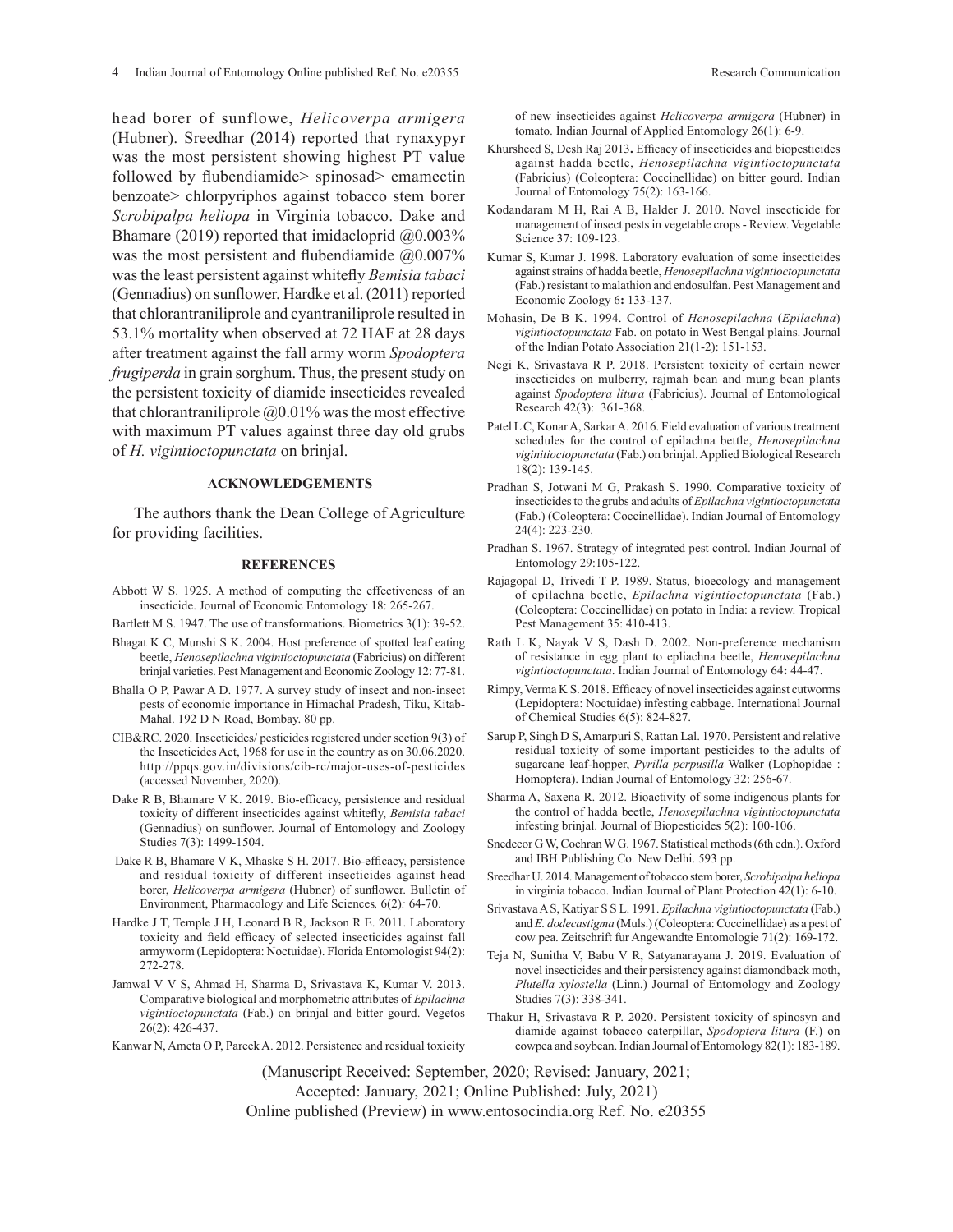head borer of sunflowe, *Helicoverpa armigera* (Hubner). Sreedhar (2014) reported that rynaxypyr was the most persistent showing highest PT value followed by flubendiamide> spinosad> emamectin benzoate> chlorpyriphos against tobacco stem borer *Scrobipalpa heliopa* in Virginia tobacco. Dake and Bhamare (2019) reported that imidacloprid @0.003% was the most persistent and flubendiamide @0.007% was the least persistent against whitefly *Bemisia tabaci* (Gennadius) on sunflower. Hardke et al. (2011) reported that chlorantraniliprole and cyantraniliprole resulted in 53.1% mortality when observed at 72 HAF at 28 days after treatment against the fall army worm *Spodoptera frugiperda* in grain sorghum. Thus, the present study on the persistent toxicity of diamide insecticides revealed that chlorantraniliprole @0.01% was the most effective with maximum PT values against three day old grubs of *H. vigintioctopunctata* on brinjal.

## ACKNOWLEDGEMENTS

The authors thank the Dean College of Agriculture for providing facilities.

## REFERENCES

Abbott W S. 1925. A method of computing the effectiveness of an insecticide. Journal of Economic Entomology 18: 265-267.

Bartlett M S. 1947. The use of transformations. Biometrics 3(1): 39-52.

Bhagat K C, Munshi S K. 2004. Host preference of spotted leaf eating beetle, *Henosepilachna vigintioctopunctata* (Fabricius) on different brinjal varieties. Pest Management and Economic Zoology 12: 77-81.

Bhalla O P, Pawar A D. 1977. A survey study of insect and non-insect pests of economic importance in Himachal Pradesh, Tiku, Kitab-Mahal. 192 D N Road, Bombay. 80 pp.

CIB&RC. 2020. Insecticides/ pesticides registered under section 9(3) of the Insecticides Act, 1968 for use in the country as on 30.06.2020. http://ppqs.gov.in/divisions/cib-rc/major-uses-of-pesticides (accessed November, 2020).

Dake R B, Bhamare V K. 2019. Bio-efficacy, persistence and residual toxicity of different insecticides against whitefly, *Bemisia tabaci* (Gennadius) on sunflower. Journal of Entomology and Zoology Studies 7(3): 1499-1504.

Dake R B, Bhamare V K, Mhaske S H. 2017. Bio-efficacy, persistence and residual toxicity of different insecticides against head borer, *Helicoverpa armigera* (Hubner) of sunflower. Bulletin of Environment, Pharmacology and Life Sciences*,* 6(2)*:* 64-70.

Hardke J T, Temple J H, Leonard B R, Jackson R E. 2011. Laboratory toxicity and field efficacy of selected insecticides against fall armyworm (Lepidoptera: Noctuidae). Florida Entomologist 94(2): 272-278.

Jamwal V V S, Ahmad H, Sharma D, Srivastava K, Kumar V. 2013. Comparative biological and morphometric attributes of *Epilachna vigintioctopunctata* (Fab.) on brinjal and bitter gourd. Vegetos 26(2): 426-437.

Kanwar N, Ameta O P, Pareek A. 2012. Persistence and residual toxicity of new insecticides against *Helicoverpa armigera* (Hubner) in tomato. Indian Journal of Applied Entomology 26(1): 6-9.

Khursheed S, Desh Raj 2013**.** Efficacy of insecticides and biopesticides against hadda beetle, *Henosepilachna vigintioctopunctata* (Fabricius) (Coleoptera: Coccinellidae) on bitter gourd. Indian Journal of Entomology 75(2): 163-166.

Kodandaram M H, Rai A B, Halder J. 2010. Novel insecticide for management of insect pests in vegetable crops - Review. Vegetable Science 37: 109-123.

Kumar S, Kumar J. 1998. Laboratory evaluation of some insecticides against strains of hadda beetle, *Henosepilachna vigintioctopunctata* (Fab.) resistant to malathion and endosulfan. Pest Management and Economic Zoology 6**:** 133-137.

Mohasin, De B K. 1994. Control of *Henosepilachna* (*Epilachna*) *vigintioctopunctata* Fab. on potato in West Bengal plains. Journal of the Indian Potato Association 21(1-2): 151-153.

Negi K, Srivastava R P. 2018. Persistent toxicity of certain newer insecticides on mulberry, rajmah bean and mung bean plants against *Spodoptera litura* (Fabricius). Journal of Entomological Research 42(3): 361-368.

Patel L C, Konar A, Sarkar A. 2016. Field evaluation of various treatment schedules for the control of epilachna bettle, *Henosepilachna viginitioctopunctata* (Fab.) on brinjal. Applied Biological Research 18(2): 139-145.

Pradhan S, Jotwani M G, Prakash S. 1990**.** Comparative toxicity of insecticides to the grubs and adults of *Epilachna vigintioctopunctata* (Fab.) (Coleoptera: Coccinellidae). Indian Journal of Entomology 24(4): 223-230.

Pradhan S. 1967. Strategy of integrated pest control. Indian Journal of Entomology 29:105-122.

Rajagopal D, Trivedi T P. 1989. Status, bioecology and management of epilachna beetle, *Epilachna vigintioctopunctata* (Fab.) (Coleoptera: Coccinellidae) on potato in India: a review. Tropical Pest Management 35: 410-413.

Rath L K, Nayak V S, Dash D. 2002. Non-preference mechanism of resistance in egg plant to epliachna beetle, *Henosepilachna vigintiotopunctata*. Indian Journal of Entomology 64**:** 44-47.

Rimpy, Verma K S. 2018. Efficacy of novel insecticides against cutworms (Lepidoptera: Noctuidae) infesting cabbage. International Journal of Chemical Studies 6(5): 824-827.

Sarup P, Singh D S, Amarpuri S, Rattan Lal. 1970. Persistent and relative residual toxicity of some important pesticides to the adults of sugarcane leaf-hopper, *Pyrilla perpusilla* Walker (Lophopidae : Homoptera). Indian Journal of Entomology 32: 256-67.

Sharma A, Saxena R. 2012. Bioactivity of some indigenous plants for the control of hadda beetle, *Henosepilachna vigintioctopunctata* infesting brinjal. Journal of Biopesticides 5(2): 100-106.

Snedecor G W, Cochran W G. 1967. Statistical methods (6th edn.). Oxford and IBH Publishing Co. New Delhi. 593 pp.

Sreedhar U. 2014. Management of tobacco stem borer, *Scrobipalpa heliopa* in virginia tobacco. Indian Journal of Plant Protection 42(1): 6-10.

Srivastava A S, Katiyar S S L. 1991. *Epilachna vigintioctopunctata* (Fab.) and *E. dodecastigma* (Muls.) (Coleoptera: Coccinellidae) as a pest of cow pea. Zeitschrift fur Angewandte Entomologie 71(2): 169-172.

Teja N, Sunitha V, Babu V R, Satyanarayana J. 2019. Evaluation of novel insecticides and their persistency against diamondback moth, *Plutella xylostella* (Linn.) Journal of Entomology and Zoology Studies 7(3): 338-341.

Thakur H, Srivastava R P. 2020. Persistent toxicity of spinosyn and diamide against tobacco caterpillar, *Spodoptera litura* (F.) on cowpea and soybean. Indian Journal of Entomology 82(1): 183-189.

(Manuscript Received: September, 2020; Revised: January, 2021; Accepted: January, 2021; Online Published: July, 2021)
Online published (Preview) in www.entosocindia.org Ref. No. e20355